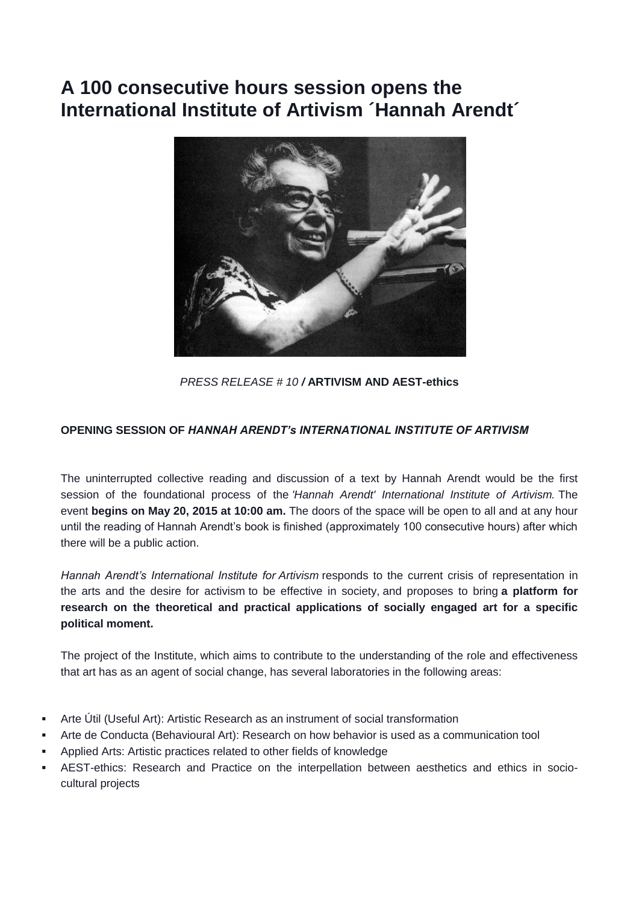# A 100 consecutive hours session opens the International Institute of Artivism ´Hannah Arendt´

*PRESS RELEASE # 10* **/ ARTIVISM AND AEST-ethics**

**OPENING SESSION OF *HANNAH ARENDT's INTERNATIONAL INSTITUTE OF ARTIVISM***

The uninterrupted collective reading and discussion of a text by Hannah Arendt would be the first session of the foundational process of the *'Hannah Arendt' International Institute of Artivism*. The event **begins on May 20, 2015 at 10:00 am.** The doors of the space will be open to all and at any hour until the reading of Hannah Arendt's book is finished (approximately 100 consecutive hours) after which there will be a public action.

*Hannah Arendt's International Institute for Artivism* responds to the current crisis of representation in the arts and the desire for activism to be effective in society, and proposes to bring **a platform for research on the theoretical and practical applications of socially engaged art for a specific political moment.**

The project of the Institute, which aims to contribute to the understanding of the role and effectiveness that art has as an agent of social change, has several laboratories in the following areas:

- Arte Útil (Useful Art): Artistic Research as an instrument of social transformation
- Arte de Conducta (Behavioural Art): Research on how behavior is used as a communication tool
- Applied Arts: Artistic practices related to other fields of knowledge
- AEST-ethics: Research and Practice on the interpellation between aesthetics and ethics in socio-cultural projects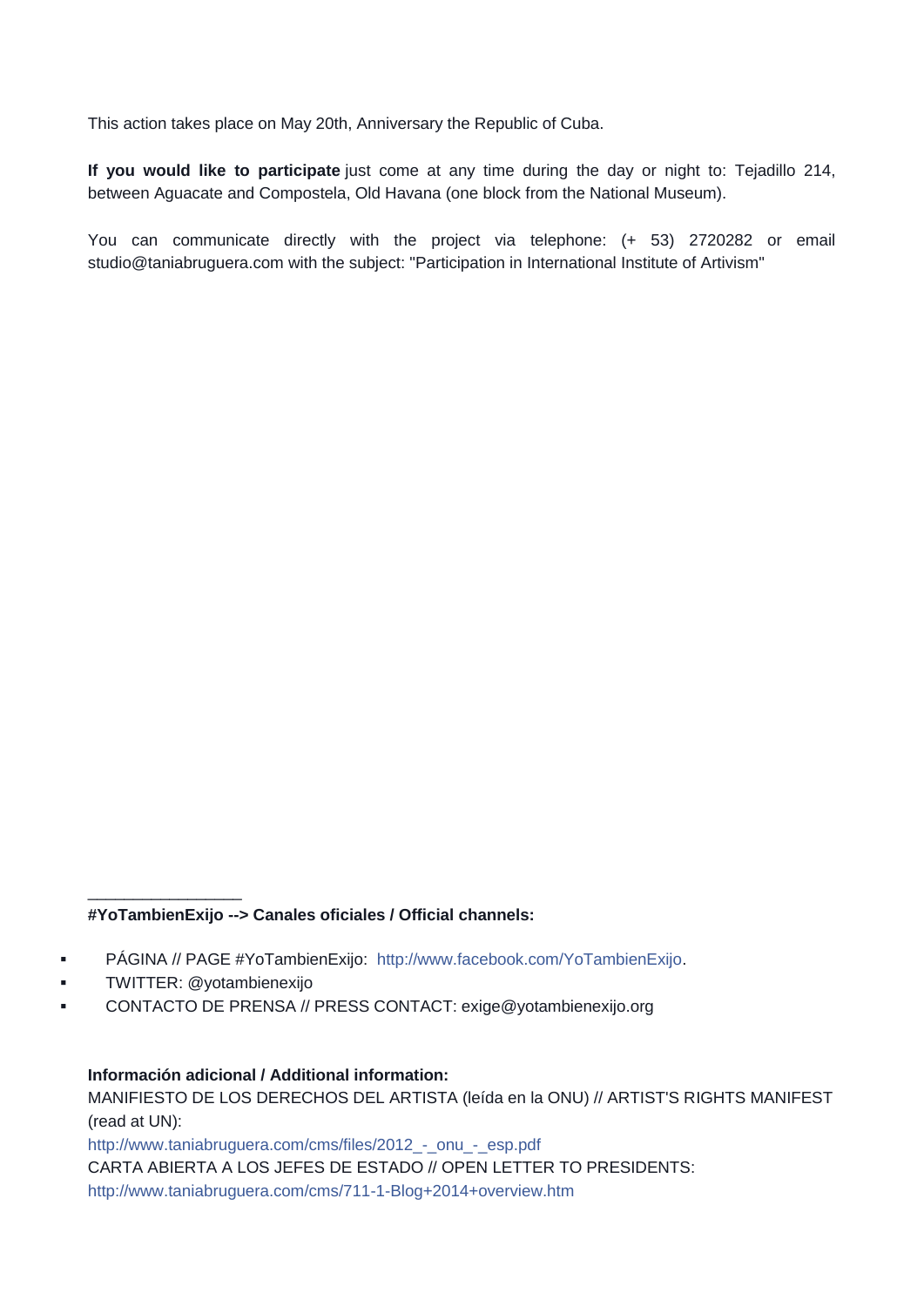This action takes place on May 20th, Anniversary the Republic of Cuba.

**If you would like to participate** just come at any time during the day or night to: Tejadillo 214, between Aguacate and Compostela, Old Havana (one block from the National Museum).

You can communicate directly with the project via telephone: (+ 53) 2720282 or email studio@taniabruguera.com with the subject: "Participation in International Institute of Artivism"

________________

**#YoTambienExijo --> Canales oficiales / Official channels:**

- PÁGINA // PAGE #YoTambienExijo: http://www.facebook.com/YoTambienExijo.
- TWITTER: @yotambienexijo
- CONTACTO DE PRENSA // PRESS CONTACT: exige@yotambienexijo.org

**Información adicional / Additional information:**

MANIFIESTO DE LOS DERECHOS DEL ARTISTA (leída en la ONU) // ARTIST'S RIGHTS MANIFEST (read at UN):
http://www.taniabruguera.com/cms/files/2012_-_onu_-_esp.pdf
CARTA ABIERTA A LOS JEFES DE ESTADO // OPEN LETTER TO PRESIDENTS:
http://www.taniabruguera.com/cms/711-1-Blog+2014+overview.htm